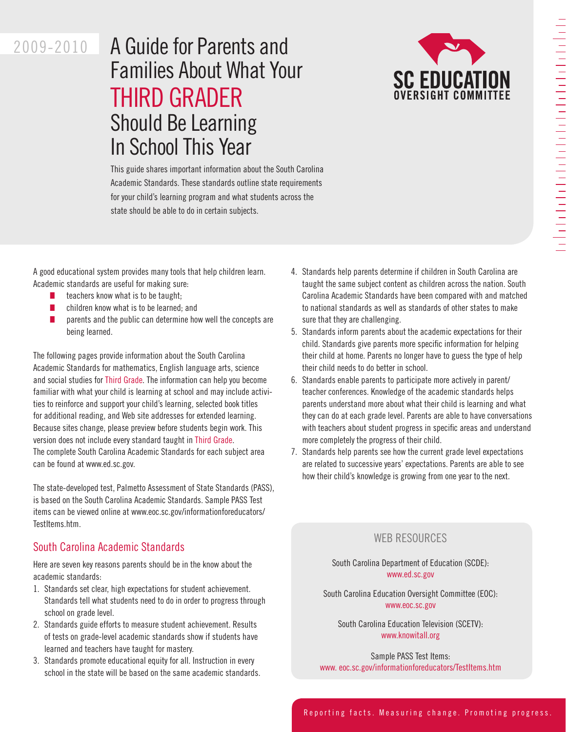2009-2010

# A Guide for Parents and Families About What Your THIRD GRADER Should Be Learning In School This Year

SC EDUCATION OVERSIGHT COMMITTEE

This guide shares important information about the South Carolina Academic Standards. These standards outline state requirements for your child's learning program and what students across the state should be able to do in certain subjects.

A good educational system provides many tools that help children learn. Academic standards are useful for making sure:

- teachers know what is to be taught;
- children know what is to be learned; and
- parents and the public can determine how well the concepts are being learned.

The following pages provide information about the South Carolina Academic Standards for mathematics, English language arts, science and social studies for Third Grade. The information can help you become familiar with what your child is learning at school and may include activities to reinforce and support your child's learning, selected book titles for additional reading, and Web site addresses for extended learning. Because sites change, please preview before students begin work. This version does not include every standard taught in Third Grade. The complete South Carolina Academic Standards for each subject area can be found at www.ed.sc.gov.

The state-developed test, Palmetto Assessment of State Standards (PASS), is based on the South Carolina Academic Standards. Sample PASS Test items can be viewed online at www.eoc.sc.gov/informationforeducators/TestItems.htm.

## South Carolina Academic Standards

Here are seven key reasons parents should be in the know about the academic standards:

1. Standards set clear, high expectations for student achievement. Standards tell what students need to do in order to progress through school on grade level.
2. Standards guide efforts to measure student achievement. Results of tests on grade-level academic standards show if students have learned and teachers have taught for mastery.
3. Standards promote educational equity for all. Instruction in every school in the state will be based on the same academic standards.
4. Standards help parents determine if children in South Carolina are taught the same subject content as children across the nation. South Carolina Academic Standards have been compared with and matched to national standards as well as standards of other states to make sure that they are challenging.
5. Standards inform parents about the academic expectations for their child. Standards give parents more specific information for helping their child at home. Parents no longer have to guess the type of help their child needs to do better in school.
6. Standards enable parents to participate more actively in parent/teacher conferences. Knowledge of the academic standards helps parents understand more about what their child is learning and what they can do at each grade level. Parents are able to have conversations with teachers about student progress in specific areas and understand more completely the progress of their child.
7. Standards help parents see how the current grade level expectations are related to successive years' expectations. Parents are able to see how their child's knowledge is growing from one year to the next.

### WEB RESOURCES

South Carolina Department of Education (SCDE):
www.ed.sc.gov

South Carolina Education Oversight Committee (EOC):
www.eoc.sc.gov

South Carolina Education Television (SCETV):
www.knowitall.org

Sample PASS Test Items:
www. eoc.sc.gov/informationforeducators/TestItems.htm

Reporting facts. Measuring change. Promoting progress.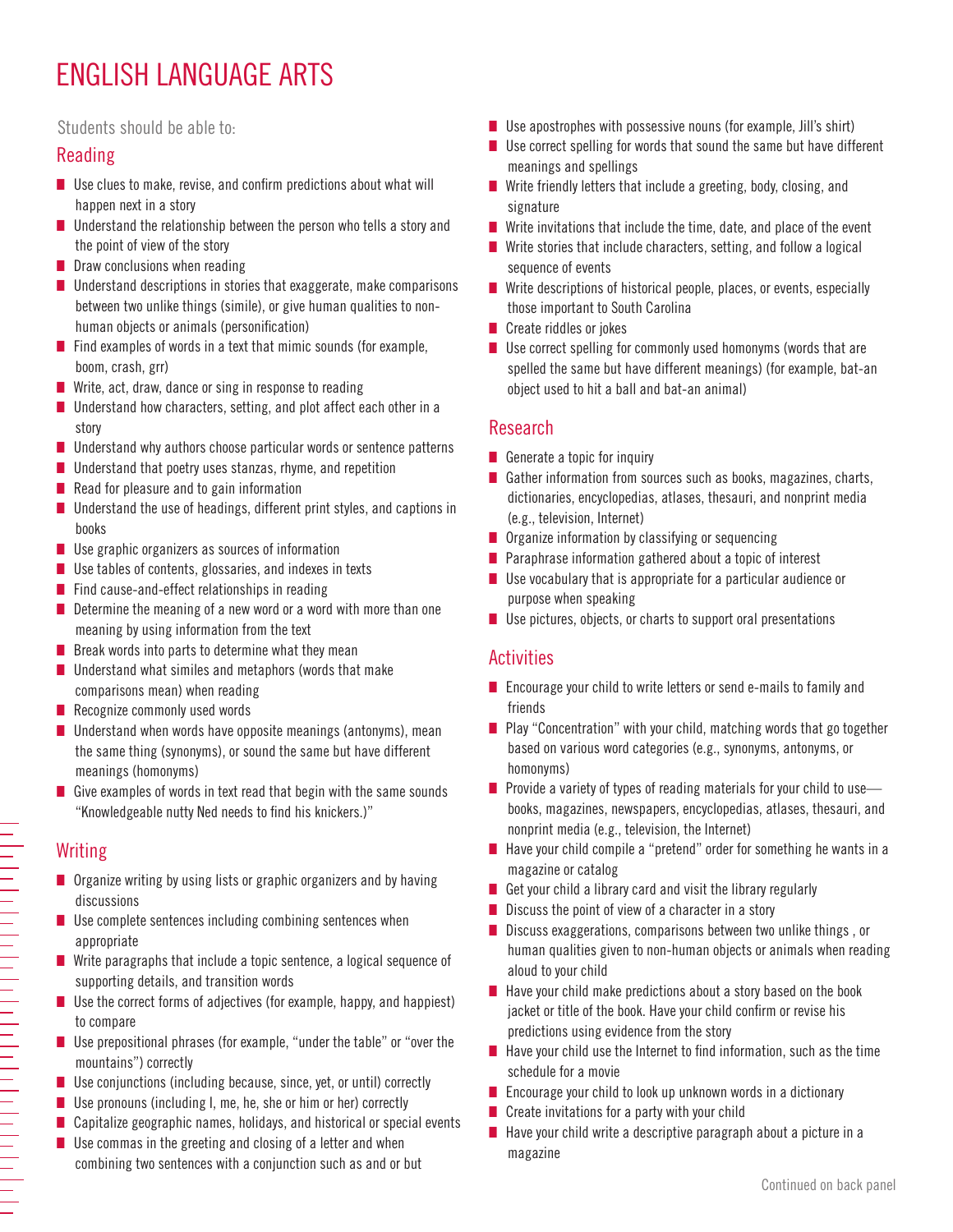# ENGLISH LANGUAGE ARTS

Students should be able to:

## Reading

- Use clues to make, revise, and confirm predictions about what will happen next in a story
- Understand the relationship between the person who tells a story and the point of view of the story
- Draw conclusions when reading
- Understand descriptions in stories that exaggerate, make comparisons between two unlike things (simile), or give human qualities to non-human objects or animals (personification)
- Find examples of words in a text that mimic sounds (for example, boom, crash, grr)
- Write, act, draw, dance or sing in response to reading
- Understand how characters, setting, and plot affect each other in a story
- Understand why authors choose particular words or sentence patterns
- Understand that poetry uses stanzas, rhyme, and repetition
- Read for pleasure and to gain information
- Understand the use of headings, different print styles, and captions in books
- Use graphic organizers as sources of information
- Use tables of contents, glossaries, and indexes in texts
- Find cause-and-effect relationships in reading
- Determine the meaning of a new word or a word with more than one meaning by using information from the text
- Break words into parts to determine what they mean
- Understand what similes and metaphors (words that make comparisons mean) when reading
- Recognize commonly used words
- Understand when words have opposite meanings (antonyms), mean the same thing (synonyms), or sound the same but have different meanings (homonyms)
- Give examples of words in text read that begin with the same sounds "Knowledgeable nutty Ned needs to find his knickers.)"

## Writing

- Organize writing by using lists or graphic organizers and by having discussions
- Use complete sentences including combining sentences when appropriate
- Write paragraphs that include a topic sentence, a logical sequence of supporting details, and transition words
- Use the correct forms of adjectives (for example, happy, and happiest) to compare
- Use prepositional phrases (for example, "under the table" or "over the mountains") correctly
- Use conjunctions (including because, since, yet, or until) correctly
- Use pronouns (including I, me, he, she or him or her) correctly
- Capitalize geographic names, holidays, and historical or special events
- Use commas in the greeting and closing of a letter and when combining two sentences with a conjunction such as and or but
- Use apostrophes with possessive nouns (for example, Jill's shirt)
- Use correct spelling for words that sound the same but have different meanings and spellings
- Write friendly letters that include a greeting, body, closing, and signature
- Write invitations that include the time, date, and place of the event
- Write stories that include characters, setting, and follow a logical sequence of events
- Write descriptions of historical people, places, or events, especially those important to South Carolina
- Create riddles or jokes
- Use correct spelling for commonly used homonyms (words that are spelled the same but have different meanings) (for example, bat-an object used to hit a ball and bat-an animal)

## Research

- Generate a topic for inquiry
- Gather information from sources such as books, magazines, charts, dictionaries, encyclopedias, atlases, thesauri, and nonprint media (e.g., television, Internet)
- Organize information by classifying or sequencing
- Paraphrase information gathered about a topic of interest
- Use vocabulary that is appropriate for a particular audience or purpose when speaking
- Use pictures, objects, or charts to support oral presentations

## Activities

- Encourage your child to write letters or send e-mails to family and friends
- Play "Concentration" with your child, matching words that go together based on various word categories (e.g., synonyms, antonyms, or homonyms)
- Provide a variety of types of reading materials for your child to use—books, magazines, newspapers, encyclopedias, atlases, thesauri, and nonprint media (e.g., television, the Internet)
- Have your child compile a "pretend" order for something he wants in a magazine or catalog
- Get your child a library card and visit the library regularly
- Discuss the point of view of a character in a story
- Discuss exaggerations, comparisons between two unlike things , or human qualities given to non-human objects or animals when reading aloud to your child
- Have your child make predictions about a story based on the book jacket or title of the book. Have your child confirm or revise his predictions using evidence from the story
- Have your child use the Internet to find information, such as the time schedule for a movie
- Encourage your child to look up unknown words in a dictionary
- Create invitations for a party with your child
- Have your child write a descriptive paragraph about a picture in a magazine

Continued on back panel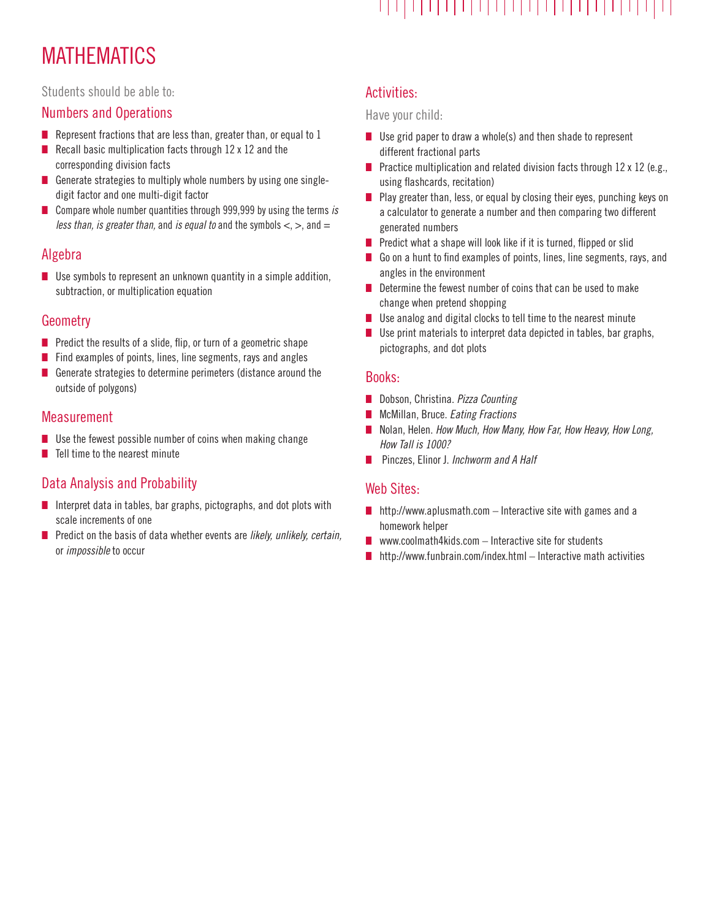# MATHEMATICS

Students should be able to:

## Numbers and Operations

- Represent fractions that are less than, greater than, or equal to 1
- Recall basic multiplication facts through 12 x 12 and the corresponding division facts
- Generate strategies to multiply whole numbers by using one single-digit factor and one multi-digit factor
- Compare whole number quantities through 999,999 by using the terms *is less than, is greater than,* and *is equal to* and the symbols <, >, and =

## Algebra

- Use symbols to represent an unknown quantity in a simple addition, subtraction, or multiplication equation

## Geometry

- Predict the results of a slide, flip, or turn of a geometric shape
- Find examples of points, lines, line segments, rays and angles
- Generate strategies to determine perimeters (distance around the outside of polygons)

## Measurement

- Use the fewest possible number of coins when making change
- Tell time to the nearest minute

## Data Analysis and Probability

- Interpret data in tables, bar graphs, pictographs, and dot plots with scale increments of one
- Predict on the basis of data whether events are *likely, unlikely, certain,* or *impossible* to occur

## Activities:

Have your child:

- Use grid paper to draw a whole(s) and then shade to represent different fractional parts
- Practice multiplication and related division facts through 12 x 12 (e.g., using flashcards, recitation)
- Play greater than, less, or equal by closing their eyes, punching keys on a calculator to generate a number and then comparing two different generated numbers
- Predict what a shape will look like if it is turned, flipped or slid
- Go on a hunt to find examples of points, lines, line segments, rays, and angles in the environment
- Determine the fewest number of coins that can be used to make change when pretend shopping
- Use analog and digital clocks to tell time to the nearest minute
- Use print materials to interpret data depicted in tables, bar graphs, pictographs, and dot plots

## Books:

- Dobson, Christina. *Pizza Counting*
- McMillan, Bruce. *Eating Fractions*
- Nolan, Helen. *How Much, How Many, How Far, How Heavy, How Long, How Tall is 1000?*
- Pinczes, Elinor J. *Inchworm and A Half*

## Web Sites:

- http://www.aplusmath.com – Interactive site with games and a homework helper
- www.coolmath4kids.com – Interactive site for students
- http://www.funbrain.com/index.html – Interactive math activities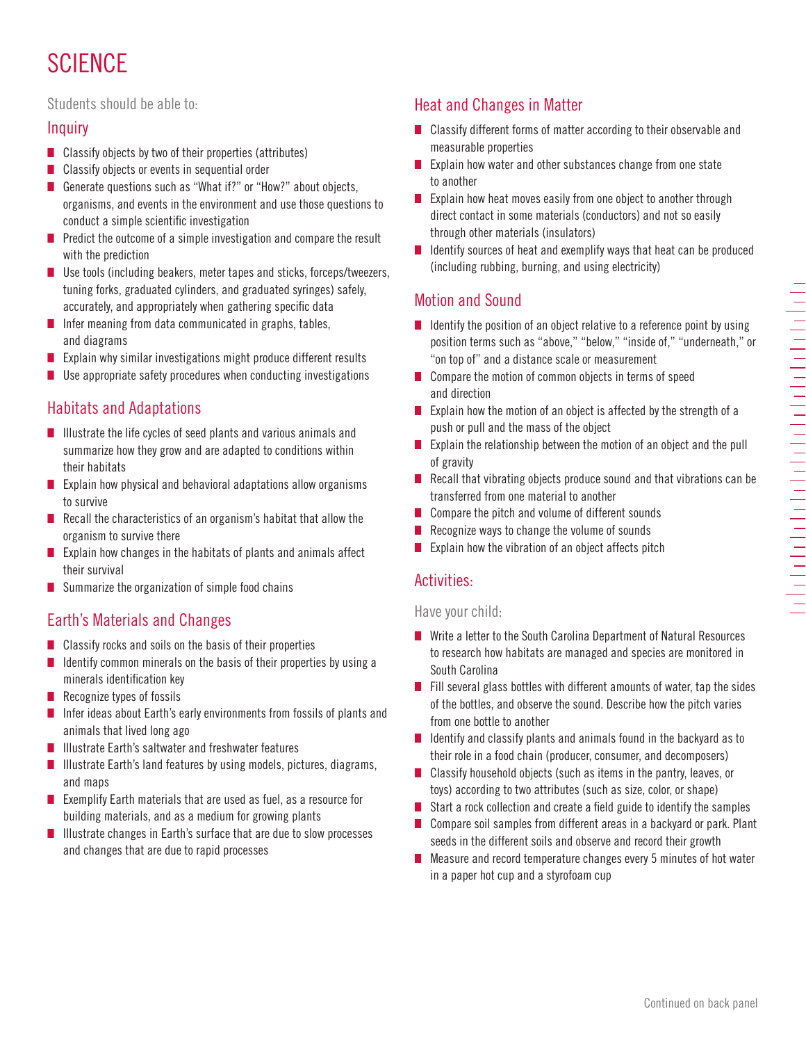# SCIENCE

Students should be able to:

## Inquiry

- Classify objects by two of their properties (attributes)
- Classify objects or events in sequential order
- Generate questions such as "What if?" or "How?" about objects, organisms, and events in the environment and use those questions to conduct a simple scientific investigation
- Predict the outcome of a simple investigation and compare the result with the prediction
- Use tools (including beakers, meter tapes and sticks, forceps/tweezers, tuning forks, graduated cylinders, and graduated syringes) safely, accurately, and appropriately when gathering specific data
- Infer meaning from data communicated in graphs, tables, and diagrams
- Explain why similar investigations might produce different results
- Use appropriate safety procedures when conducting investigations

## Habitats and Adaptations

- Illustrate the life cycles of seed plants and various animals and summarize how they grow and are adapted to conditions within their habitats
- Explain how physical and behavioral adaptations allow organisms to survive
- Recall the characteristics of an organism's habitat that allow the organism to survive there
- Explain how changes in the habitats of plants and animals affect their survival
- Summarize the organization of simple food chains

## Earth's Materials and Changes

- Classify rocks and soils on the basis of their properties
- Identify common minerals on the basis of their properties by using a minerals identification key
- Recognize types of fossils
- Infer ideas about Earth's early environments from fossils of plants and animals that lived long ago
- Illustrate Earth's saltwater and freshwater features
- Illustrate Earth's land features by using models, pictures, diagrams, and maps
- Exemplify Earth materials that are used as fuel, as a resource for building materials, and as a medium for growing plants
- Illustrate changes in Earth's surface that are due to slow processes and changes that are due to rapid processes

## Heat and Changes in Matter

- Classify different forms of matter according to their observable and measurable properties
- Explain how water and other substances change from one state to another
- Explain how heat moves easily from one object to another through direct contact in some materials (conductors) and not so easily through other materials (insulators)
- Identify sources of heat and exemplify ways that heat can be produced (including rubbing, burning, and using electricity)

## Motion and Sound

- Identify the position of an object relative to a reference point by using position terms such as "above," "below," "inside of," "underneath," or "on top of" and a distance scale or measurement
- Compare the motion of common objects in terms of speed and direction
- Explain how the motion of an object is affected by the strength of a push or pull and the mass of the object
- Explain the relationship between the motion of an object and the pull of gravity
- Recall that vibrating objects produce sound and that vibrations can be transferred from one material to another
- Compare the pitch and volume of different sounds
- Recognize ways to change the volume of sounds
- Explain how the vibration of an object affects pitch

## Activities:

Have your child:

- Write a letter to the South Carolina Department of Natural Resources to research how habitats are managed and species are monitored in South Carolina
- Fill several glass bottles with different amounts of water, tap the sides of the bottles, and observe the sound. Describe how the pitch varies from one bottle to another
- Identify and classify plants and animals found in the backyard as to their role in a food chain (producer, consumer, and decomposers)
- Classify household objects (such as items in the pantry, leaves, or toys) according to two attributes (such as size, color, or shape)
- Start a rock collection and create a field guide to identify the samples
- Compare soil samples from different areas in a backyard or park. Plant seeds in the different soils and observe and record their growth
- Measure and record temperature changes every 5 minutes of hot water in a paper hot cup and a styrofoam cup

Continued on back panel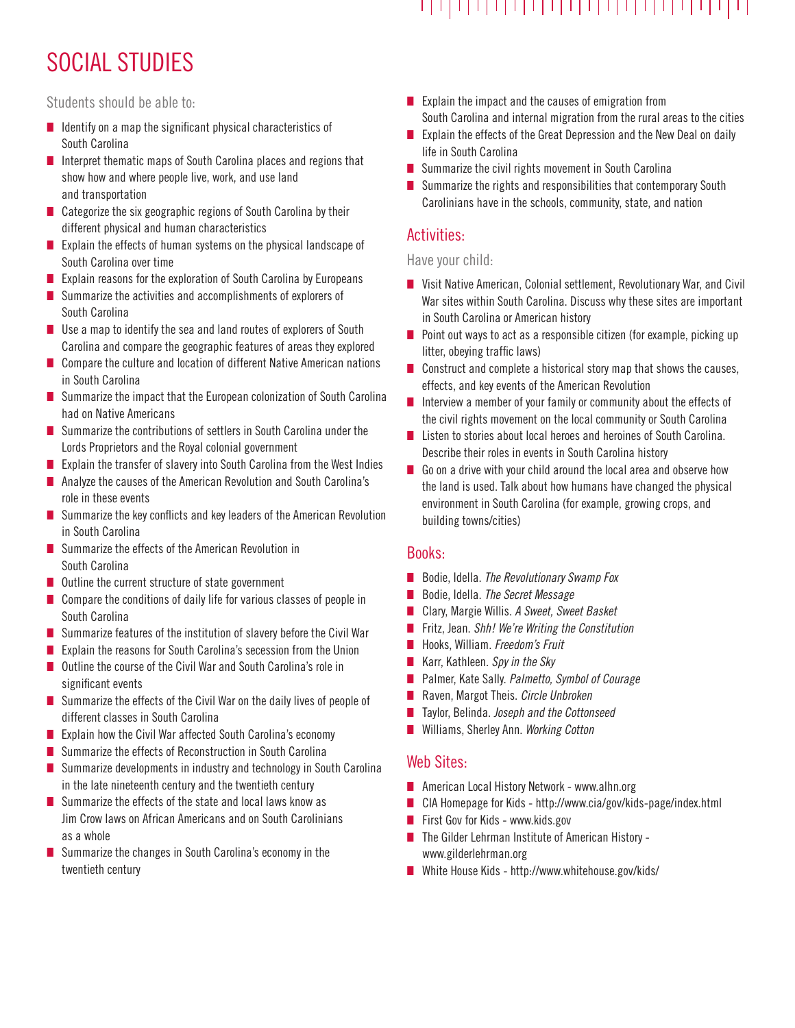# SOCIAL STUDIES

Students should be able to:

- Identify on a map the significant physical characteristics of South Carolina
- Interpret thematic maps of South Carolina places and regions that show how and where people live, work, and use land and transportation
- Categorize the six geographic regions of South Carolina by their different physical and human characteristics
- Explain the effects of human systems on the physical landscape of South Carolina over time
- Explain reasons for the exploration of South Carolina by Europeans
- Summarize the activities and accomplishments of explorers of South Carolina
- Use a map to identify the sea and land routes of explorers of South Carolina and compare the geographic features of areas they explored
- Compare the culture and location of different Native American nations in South Carolina
- Summarize the impact that the European colonization of South Carolina had on Native Americans
- Summarize the contributions of settlers in South Carolina under the Lords Proprietors and the Royal colonial government
- Explain the transfer of slavery into South Carolina from the West Indies
- Analyze the causes of the American Revolution and South Carolina's role in these events
- Summarize the key conflicts and key leaders of the American Revolution in South Carolina
- Summarize the effects of the American Revolution in South Carolina
- Outline the current structure of state government
- Compare the conditions of daily life for various classes of people in South Carolina
- Summarize features of the institution of slavery before the Civil War
- Explain the reasons for South Carolina's secession from the Union
- Outline the course of the Civil War and South Carolina's role in significant events
- Summarize the effects of the Civil War on the daily lives of people of different classes in South Carolina
- Explain how the Civil War affected South Carolina's economy
- Summarize the effects of Reconstruction in South Carolina
- Summarize developments in industry and technology in South Carolina in the late nineteenth century and the twentieth century
- Summarize the effects of the state and local laws know as Jim Crow laws on African Americans and on South Carolinians as a whole
- Summarize the changes in South Carolina's economy in the twentieth century
- Explain the impact and the causes of emigration from South Carolina and internal migration from the rural areas to the cities
- Explain the effects of the Great Depression and the New Deal on daily life in South Carolina
- Summarize the civil rights movement in South Carolina
- Summarize the rights and responsibilities that contemporary South Carolinians have in the schools, community, state, and nation

## Activities:

Have your child:

- Visit Native American, Colonial settlement, Revolutionary War, and Civil War sites within South Carolina. Discuss why these sites are important in South Carolina or American history
- Point out ways to act as a responsible citizen (for example, picking up litter, obeying traffic laws)
- Construct and complete a historical story map that shows the causes, effects, and key events of the American Revolution
- Interview a member of your family or community about the effects of the civil rights movement on the local community or South Carolina
- Listen to stories about local heroes and heroines of South Carolina. Describe their roles in events in South Carolina history
- Go on a drive with your child around the local area and observe how the land is used. Talk about how humans have changed the physical environment in South Carolina (for example, growing crops, and building towns/cities)

## Books:

- Bodie, Idella. *The Revolutionary Swamp Fox*
- Bodie, Idella. *The Secret Message*
- Clary, Margie Willis. *A Sweet, Sweet Basket*
- Fritz, Jean. *Shh! We're Writing the Constitution*
- Hooks, William. *Freedom's Fruit*
- Karr, Kathleen. *Spy in the Sky*
- Palmer, Kate Sally. *Palmetto, Symbol of Courage*
- Raven, Margot Theis. *Circle Unbroken*
- Taylor, Belinda. *Joseph and the Cottonseed*
- Williams, Sherley Ann. *Working Cotton*

## Web Sites:

- American Local History Network - www.alhn.org
- CIA Homepage for Kids - http://www.cia/gov/kids-page/index.html
- First Gov for Kids - www.kids.gov
- The Gilder Lehrman Institute of American History - www.gilderlehrman.org
- White House Kids - http://www.whitehouse.gov/kids/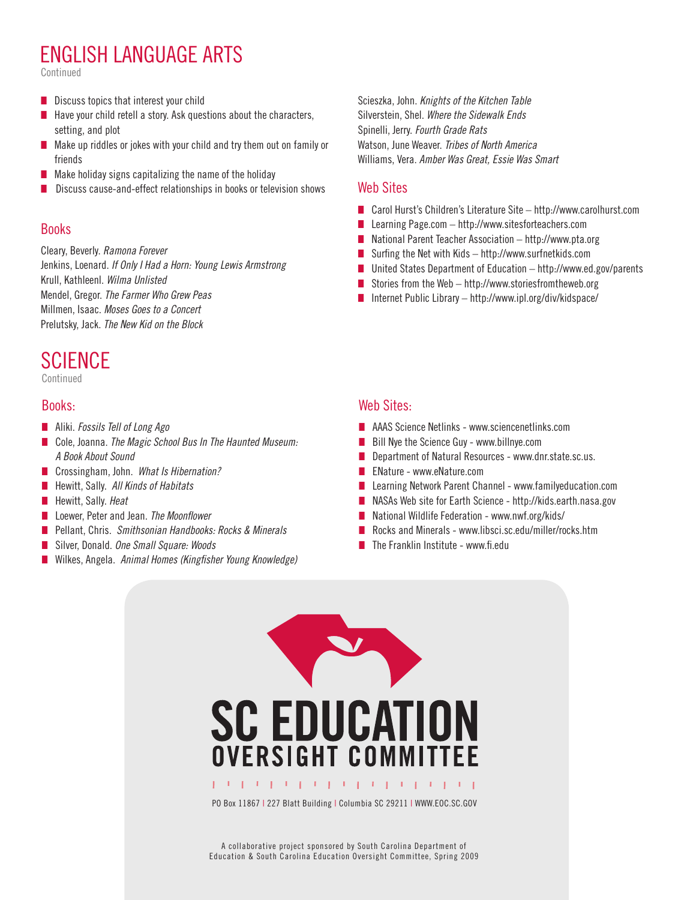# ENGLISH LANGUAGE ARTS

Continued

- Discuss topics that interest your child
- Have your child retell a story. Ask questions about the characters, setting, and plot
- Make up riddles or jokes with your child and try them out on family or friends
- Make holiday signs capitalizing the name of the holiday
- Discuss cause-and-effect relationships in books or television shows

## Books

Cleary, Beverly. *Ramona Forever*
Jenkins, Loenard. *If Only I Had a Horn: Young Lewis Armstrong*
Krull, Kathleenl. *Wilma Unlisted*
Mendel, Gregor. *The Farmer Who Grew Peas*
Millmen, Isaac. *Moses Goes to a Concert*
Prelutsky, Jack. *The New Kid on the Block*
Scieszka, John. *Knights of the Kitchen Table*
Silverstien, Shel. *Where the Sidewalk Ends*
Spinelli, Jerry. *Fourth Grade Rats*
Watson, June Weaver. *Tribes of North America*
Williams, Vera. *Amber Was Great, Essie Was Smart*

## Web Sites

- Carol Hurst's Children's Literature Site – http://www.carolhurst.com
- Learning Page.com – http://www.sitesforteachers.com
- National Parent Teacher Association – http://www.pta.org
- Surfing the Net with Kids – http://www.surfnetkids.com
- United States Department of Education – http://www.ed.gov/parents
- Stories from the Web – http://www.storiesfromtheweb.org
- Internet Public Library – http://www.ipl.org/div/kidspace/

# SCIENCE

Continued

## Books:

- Aliki. *Fossils Tell of Long Ago*
- Cole, Joanna. *The Magic School Bus In The Haunted Museum: A Book About Sound*
- Crossingham, John. *What Is Hibernation?*
- Hewitt, Sally. *All Kinds of Habitats*
- Hewitt, Sally. *Heat*
- Loewer, Peter and Jean. *The Moonflower*
- Pellant, Chris. *Smithsonian Handbooks: Rocks & Minerals*
- Silver, Donald. *One Small Square: Woods*
- Wilkes, Angela. *Animal Homes (Kingfisher Young Knowledge)*

## Web Sites:

- AAAS Science Netlinks - www.sciencenetlinks.com
- Bill Nye the Science Guy - www.billnye.com
- Department of Natural Resources - www.dnr.state.sc.us.
- ENature - www.eNature.com
- Learning Network Parent Channel - www.familyeducation.com
- NASAs Web site for Earth Science - http://kids.earth.nasa.gov
- National Wildlife Federation - www.nwf.org/kids/
- Rocks and Minerals - www.libsci.sc.edu/miller/rocks.htm
- The Franklin Institute - www.fi.edu

SC EDUCATION OVERSIGHT COMMITTEE

PO Box 11867 | 227 Blatt Building | Columbia SC 29211 | WWW.EOC.SC.GOV

A collaborative project sponsored by South Carolina Department of Education & South Carolina Education Oversight Committee, Spring 2009